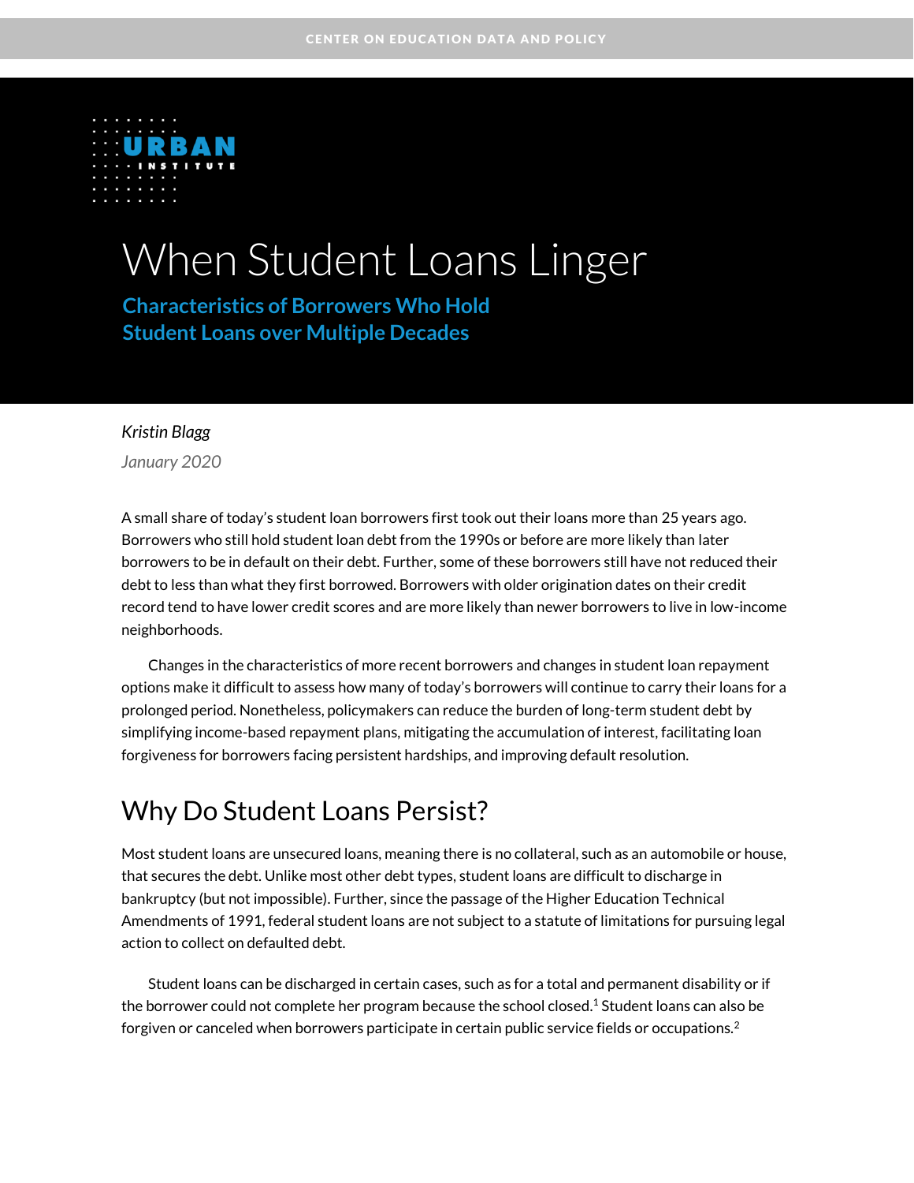CENTER ON EDUCATION DATA AND POLICY

URBAN INSTITUTE

# When Student Loans Linger

## Characteristics of Borrowers Who Hold Student Loans over Multiple Decades

*Kristin Blagg*

*January 2020*

A small share of today's student loan borrowers first took out their loans more than 25 years ago. Borrowers who still hold student loan debt from the 1990s or before are more likely than later borrowers to be in default on their debt. Further, some of these borrowers still have not reduced their debt to less than what they first borrowed. Borrowers with older origination dates on their credit record tend to have lower credit scores and are more likely than newer borrowers to live in low-income neighborhoods.

Changes in the characteristics of more recent borrowers and changes in student loan repayment options make it difficult to assess how many of today's borrowers will continue to carry their loans for a prolonged period. Nonetheless, policymakers can reduce the burden of long-term student debt by simplifying income-based repayment plans, mitigating the accumulation of interest, facilitating loan forgiveness for borrowers facing persistent hardships, and improving default resolution.

## Why Do Student Loans Persist?

Most student loans are unsecured loans, meaning there is no collateral, such as an automobile or house, that secures the debt. Unlike most other debt types, student loans are difficult to discharge in bankruptcy (but not impossible). Further, since the passage of the Higher Education Technical Amendments of 1991, federal student loans are not subject to a statute of limitations for pursuing legal action to collect on defaulted debt.

Student loans can be discharged in certain cases, such as for a total and permanent disability or if the borrower could not complete her program because the school closed.[1] Student loans can also be forgiven or canceled when borrowers participate in certain public service fields or occupations.[2]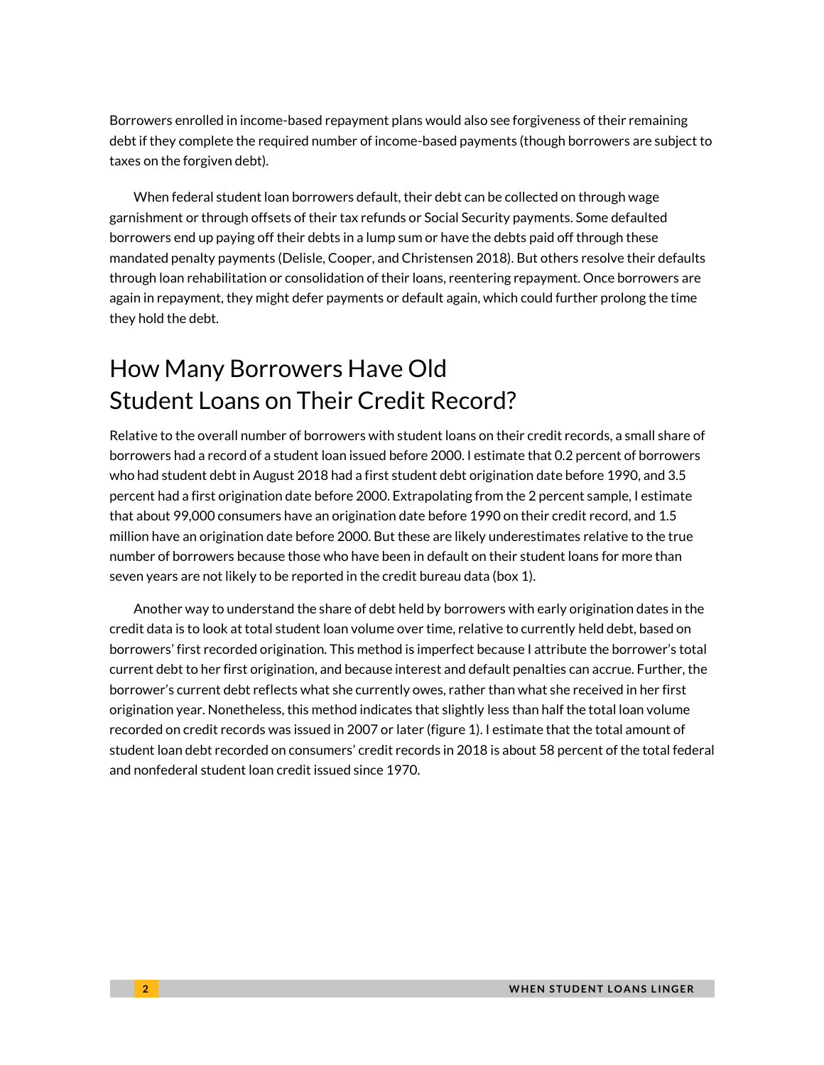Borrowers enrolled in income-based repayment plans would also see forgiveness of their remaining debt if they complete the required number of income-based payments (though borrowers are subject to taxes on the forgiven debt).

When federal student loan borrowers default, their debt can be collected on through wage garnishment or through offsets of their tax refunds or Social Security payments. Some defaulted borrowers end up paying off their debts in a lump sum or have the debts paid off through these mandated penalty payments (Delisle, Cooper, and Christensen 2018). But others resolve their defaults through loan rehabilitation or consolidation of their loans, reentering repayment. Once borrowers are again in repayment, they might defer payments or default again, which could further prolong the time they hold the debt.

# How Many Borrowers Have Old Student Loans on Their Credit Record?

Relative to the overall number of borrowers with student loans on their credit records, a small share of borrowers had a record of a student loan issued before 2000. I estimate that 0.2 percent of borrowers who had student debt in August 2018 had a first student debt origination date before 1990, and 3.5 percent had a first origination date before 2000. Extrapolating from the 2 percent sample, I estimate that about 99,000 consumers have an origination date before 1990 on their credit record, and 1.5 million have an origination date before 2000. But these are likely underestimates relative to the true number of borrowers because those who have been in default on their student loans for more than seven years are not likely to be reported in the credit bureau data (box 1).

Another way to understand the share of debt held by borrowers with early origination dates in the credit data is to look at total student loan volume over time, relative to currently held debt, based on borrowers' first recorded origination. This method is imperfect because I attribute the borrower's total current debt to her first origination, and because interest and default penalties can accrue. Further, the borrower's current debt reflects what she currently owes, rather than what she received in her first origination year. Nonetheless, this method indicates that slightly less than half the total loan volume recorded on credit records was issued in 2007 or later (figure 1). I estimate that the total amount of student loan debt recorded on consumers' credit records in 2018 is about 58 percent of the total federal and nonfederal student loan credit issued since 1970.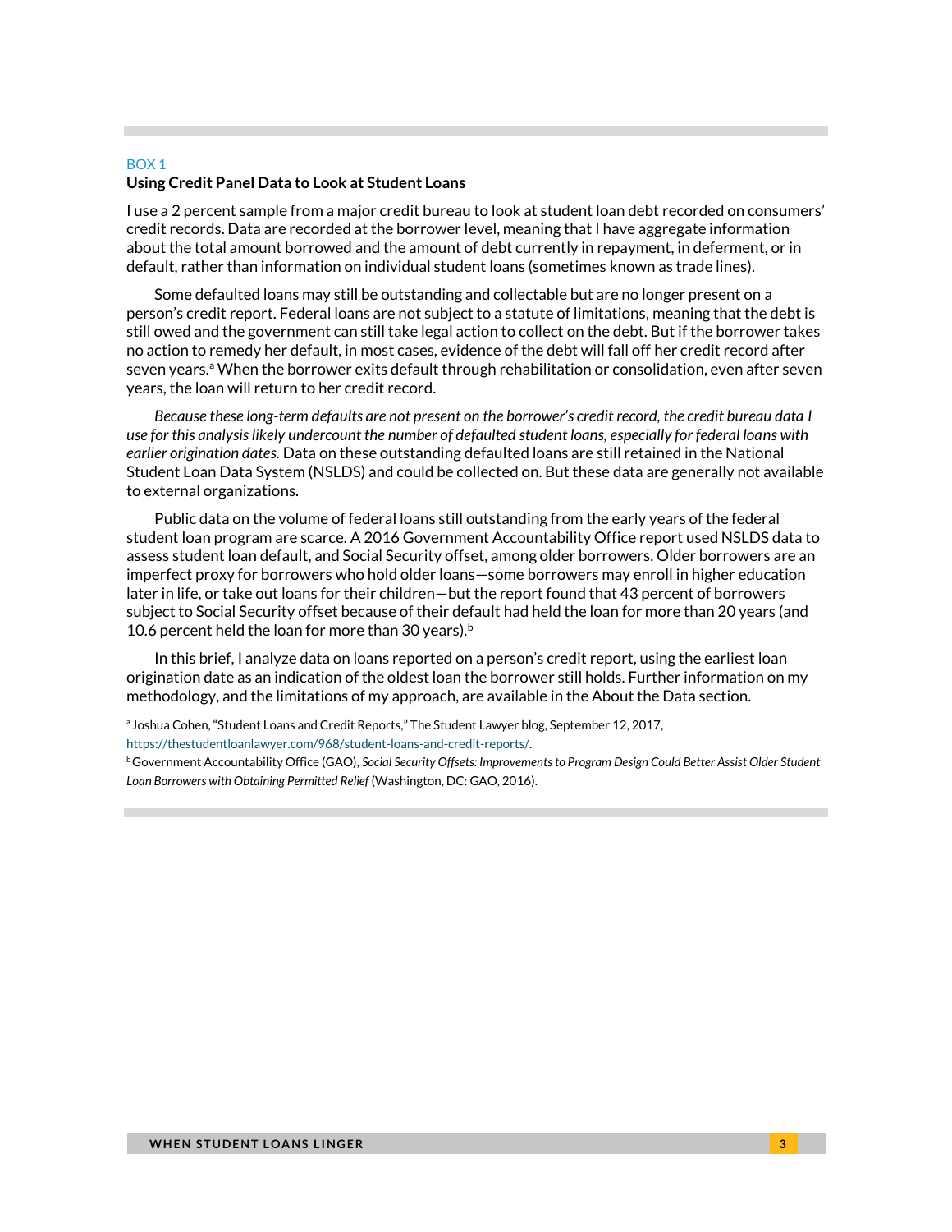BOX 1

**Using Credit Panel Data to Look at Student Loans**

I use a 2 percent sample from a major credit bureau to look at student loan debt recorded on consumers' credit records. Data are recorded at the borrower level, meaning that I have aggregate information about the total amount borrowed and the amount of debt currently in repayment, in deferment, or in default, rather than information on individual student loans (sometimes known as trade lines).

Some defaulted loans may still be outstanding and collectable but are no longer present on a person's credit report. Federal loans are not subject to a statute of limitations, meaning that the debt is still owed and the government can still take legal action to collect on the debt. But if the borrower takes no action to remedy her default, in most cases, evidence of the debt will fall off her credit record after seven years.[a] When the borrower exits default through rehabilitation or consolidation, even after seven years, the loan will return to her credit record.

*Because these long-term defaults are not present on the borrower's credit record, the credit bureau data I use for this analysis likely undercount the number of defaulted student loans, especially for federal loans with earlier origination dates.* Data on these outstanding defaulted loans are still retained in the National Student Loan Data System (NSLDS) and could be collected on. But these data are generally not available to external organizations.

Public data on the volume of federal loans still outstanding from the early years of the federal student loan program are scarce. A 2016 Government Accountability Office report used NSLDS data to assess student loan default, and Social Security offset, among older borrowers. Older borrowers are an imperfect proxy for borrowers who hold older loans—some borrowers may enroll in higher education later in life, or take out loans for their children—but the report found that 43 percent of borrowers subject to Social Security offset because of their default had held the loan for more than 20 years (and 10.6 percent held the loan for more than 30 years).[b]

In this brief, I analyze data on loans reported on a person's credit report, using the earliest loan origination date as an indication of the oldest loan the borrower still holds. Further information on my methodology, and the limitations of my approach, are available in the About the Data section.

[a] Joshua Cohen, "Student Loans and Credit Reports," The Student Lawyer blog, September 12, 2017, https://thestudentloanlawyer.com/968/student-loans-and-credit-reports/.

[b] Government Accountability Office (GAO), *Social Security Offsets: Improvements to Program Design Could Better Assist Older Student Loan Borrowers with Obtaining Permitted Relief* (Washington, DC: GAO, 2016).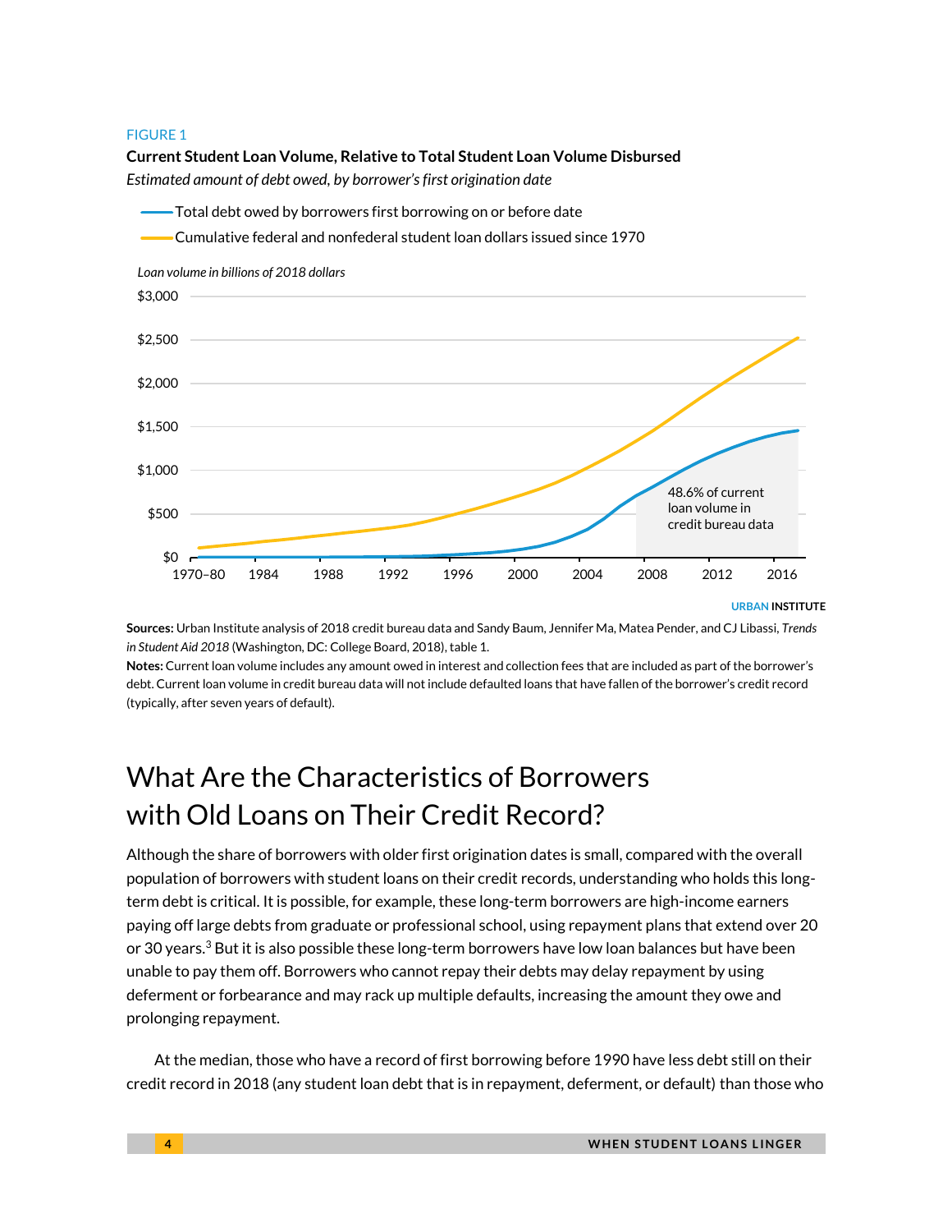FIGURE 1

**Current Student Loan Volume, Relative to Total Student Loan Volume Disbursed**

*Estimated amount of debt owed, by borrower's first origination date*

**Sources:** Urban Institute analysis of 2018 credit bureau data and Sandy Baum, Jennifer Ma, Matea Pender, and CJ Libassi, *Trends in Student Aid 2018* (Washington, DC: College Board, 2018), table 1.

**Notes:** Current loan volume includes any amount owed in interest and collection fees that are included as part of the borrower's debt. Current loan volume in credit bureau data will not include defaulted loans that have fallen of the borrower's credit record (typically, after seven years of default).

# What Are the Characteristics of Borrowers with Old Loans on Their Credit Record?

Although the share of borrowers with older first origination dates is small, compared with the overall population of borrowers with student loans on their credit records, understanding who holds this long-term debt is critical. It is possible, for example, these long-term borrowers are high-income earners paying off large debts from graduate or professional school, using repayment plans that extend over 20 or 30 years.[3] But it is also possible these long-term borrowers have low loan balances but have been unable to pay them off. Borrowers who cannot repay their debts may delay repayment by using deferment or forbearance and may rack up multiple defaults, increasing the amount they owe and prolonging repayment.

At the median, those who have a record of first borrowing before 1990 have less debt still on their credit record in 2018 (any student loan debt that is in repayment, deferment, or default) than those who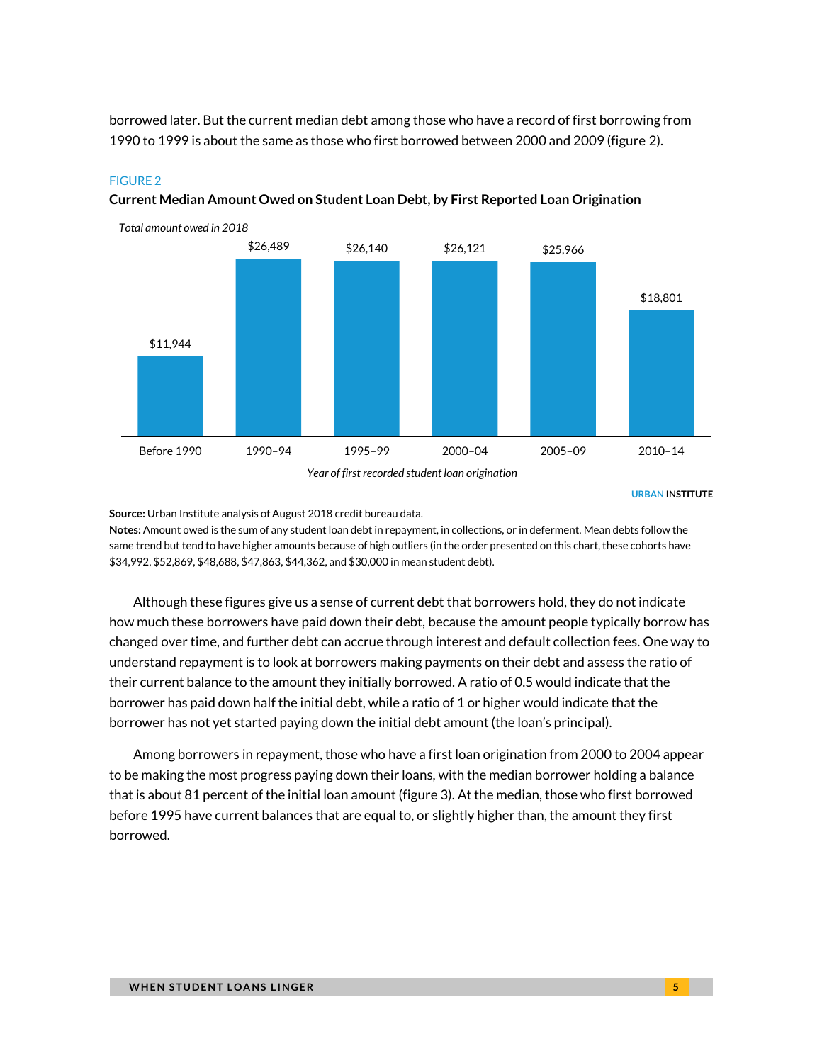borrowed later. But the current median debt among those who have a record of first borrowing from 1990 to 1999 is about the same as those who first borrowed between 2000 and 2009 (figure 2).

FIGURE 2

**Current Median Amount Owed on Student Loan Debt, by First Reported Loan Origination**

*Total amount owed in 2018*

| Year of first recorded student loan origination | Total amount owed in 2018 |
|---|---|
| Before 1990 | $11,944 |
| 1990–94 | $26,489 |
| 1995–99 | $26,140 |
| 2000–04 | $26,121 |
| 2005–09 | $25,966 |
| 2010–14 | $18,801 |

URBAN INSTITUTE

**Source:** Urban Institute analysis of August 2018 credit bureau data.

**Notes:** Amount owed is the sum of any student loan debt in repayment, in collections, or in deferment. Mean debts follow the same trend but tend to have higher amounts because of high outliers (in the order presented on this chart, these cohorts have $34,992, $52,869, $48,688, $47,863, $44,362, and $30,000 in mean student debt).

Although these figures give us a sense of current debt that borrowers hold, they do not indicate how much these borrowers have paid down their debt, because the amount people typically borrow has changed over time, and further debt can accrue through interest and default collection fees. One way to understand repayment is to look at borrowers making payments on their debt and assess the ratio of their current balance to the amount they initially borrowed. A ratio of 0.5 would indicate that the borrower has paid down half the initial debt, while a ratio of 1 or higher would indicate that the borrower has not yet started paying down the initial debt amount (the loan's principal).

Among borrowers in repayment, those who have a first loan origination from 2000 to 2004 appear to be making the most progress paying down their loans, with the median borrower holding a balance that is about 81 percent of the initial loan amount (figure 3). At the median, those who first borrowed before 1995 have current balances that are equal to, or slightly higher than, the amount they first borrowed.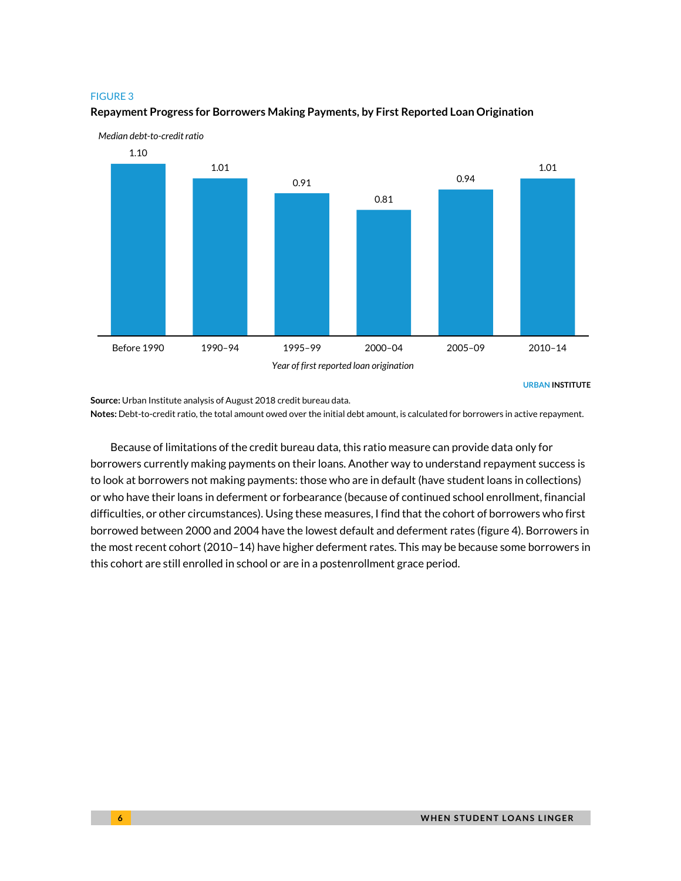FIGURE 3

**Repayment Progress for Borrowers Making Payments, by First Reported Loan Origination**

*Median debt-to-credit ratio*

| Year of first reported loan origination | Median debt-to-credit ratio |
|---|---|
| Before 1990 | 1.10 |
| 1990–94 | 1.01 |
| 1995–99 | 0.91 |
| 2000–04 | 0.81 |
| 2005–09 | 0.94 |
| 2010–14 | 1.01 |

URBAN INSTITUTE

**Source:** Urban Institute analysis of August 2018 credit bureau data.
**Notes:** Debt-to-credit ratio, the total amount owed over the initial debt amount, is calculated for borrowers in active repayment.

Because of limitations of the credit bureau data, this ratio measure can provide data only for borrowers currently making payments on their loans. Another way to understand repayment success is to look at borrowers not making payments: those who are in default (have student loans in collections) or who have their loans in deferment or forbearance (because of continued school enrollment, financial difficulties, or other circumstances). Using these measures, I find that the cohort of borrowers who first borrowed between 2000 and 2004 have the lowest default and deferment rates (figure 4). Borrowers in the most recent cohort (2010–14) have higher deferment rates. This may be because some borrowers in this cohort are still enrolled in school or are in a postenrollment grace period.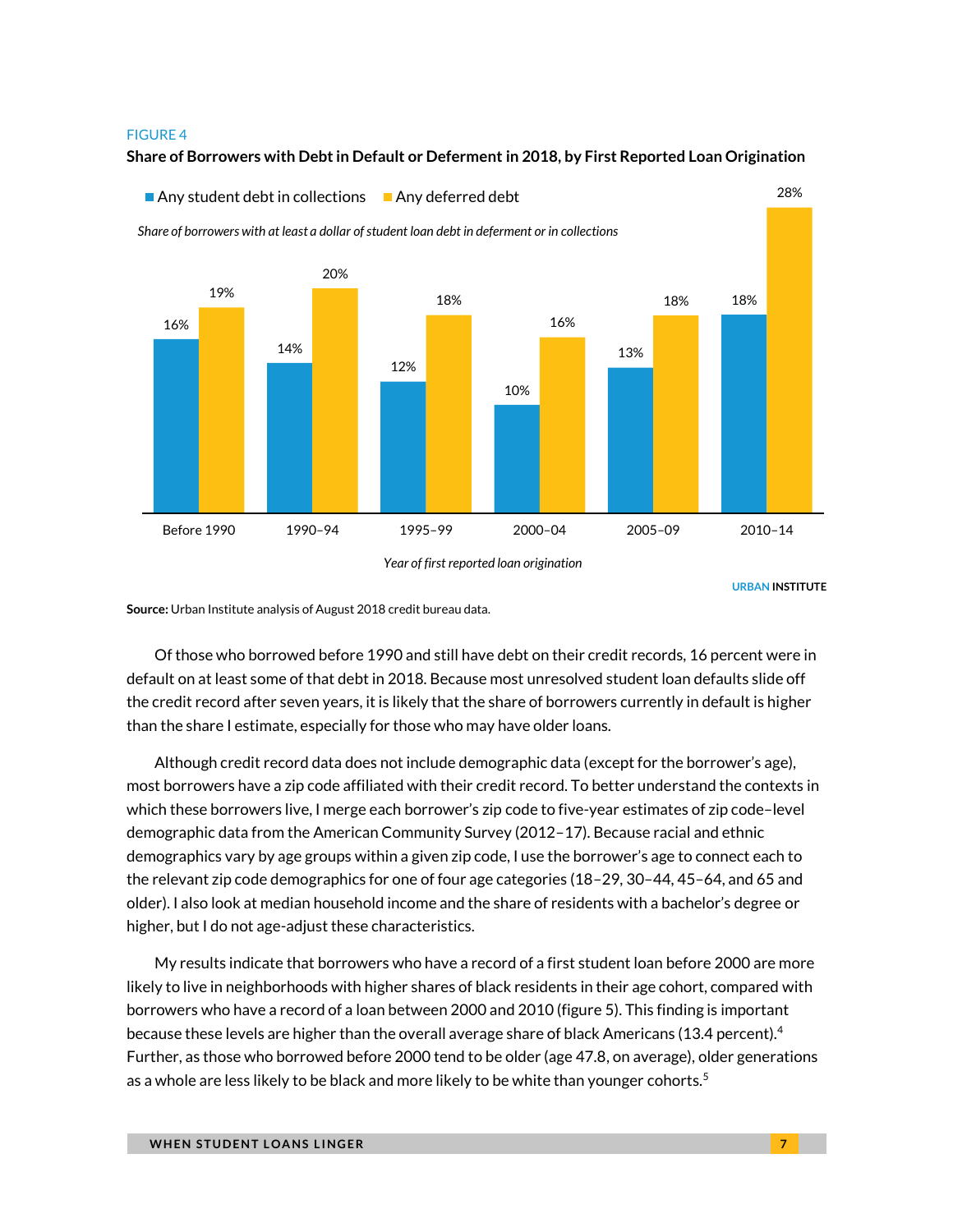FIGURE 4

**Share of Borrowers with Debt in Default or Deferment in 2018, by First Reported Loan Origination**

Any student debt in collections | Any deferred debt

*Share of borrowers with at least a dollar of student loan debt in deferment or in collections*

| Year of first reported loan origination | Any student debt in collections | Any deferred debt |
|---|---|---|
| Before 1990 | 16% | 19% |
| 1990–94 | 14% | 20% |
| 1995–99 | 12% | 18% |
| 2000–04 | 10% | 16% |
| 2005–09 | 13% | 18% |
| 2010–14 | 18% | 28% |

*Year of first reported loan origination*

URBAN INSTITUTE

**Source:** Urban Institute analysis of August 2018 credit bureau data.

Of those who borrowed before 1990 and still have debt on their credit records, 16 percent were in default on at least some of that debt in 2018. Because most unresolved student loan defaults slide off the credit record after seven years, it is likely that the share of borrowers currently in default is higher than the share I estimate, especially for those who may have older loans.

Although credit record data does not include demographic data (except for the borrower's age), most borrowers have a zip code affiliated with their credit record. To better understand the contexts in which these borrowers live, I merge each borrower's zip code to five-year estimates of zip code–level demographic data from the American Community Survey (2012–17). Because racial and ethnic demographics vary by age groups within a given zip code, I use the borrower's age to connect each to the relevant zip code demographics for one of four age categories (18–29, 30–44, 45–64, and 65 and older). I also look at median household income and the share of residents with a bachelor's degree or higher, but I do not age-adjust these characteristics.

My results indicate that borrowers who have a record of a first student loan before 2000 are more likely to live in neighborhoods with higher shares of black residents in their age cohort, compared with borrowers who have a record of a loan between 2000 and 2010 (figure 5). This finding is important because these levels are higher than the overall average share of black Americans (13.4 percent).[4] Further, as those who borrowed before 2000 tend to be older (age 47.8, on average), older generations as a whole are less likely to be black and more likely to be white than younger cohorts.[5]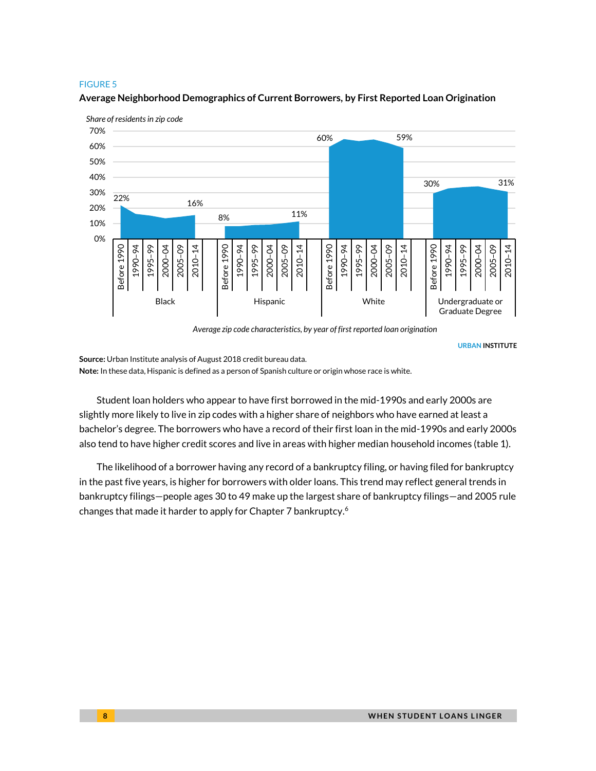FIGURE 5

**Average Neighborhood Demographics of Current Borrowers, by First Reported Loan Origination**

*Share of residents in zip code*

70%
60%
50%
40%
30%
20%
10%
0%

22% 16% 8% 11% 60% 59% 30% 31%

Before 1990 1990–94 1995–99 2000–04 2005–09 2010–14

Black Hispanic White Undergraduate or Graduate Degree

*Average zip code characteristics, by year of first reported loan origination*

URBAN INSTITUTE

**Source:** Urban Institute analysis of August 2018 credit bureau data.
**Note:** In these data, Hispanic is defined as a person of Spanish culture or origin whose race is white.

Student loan holders who appear to have first borrowed in the mid-1990s and early 2000s are slightly more likely to live in zip codes with a higher share of neighbors who have earned at least a bachelor's degree. The borrowers who have a record of their first loan in the mid-1990s and early 2000s also tend to have higher credit scores and live in areas with higher median household incomes (table 1).

The likelihood of a borrower having any record of a bankruptcy filing, or having filed for bankruptcy in the past five years, is higher for borrowers with older loans. This trend may reflect general trends in bankruptcy filings—people ages 30 to 49 make up the largest share of bankruptcy filings—and 2005 rule changes that made it harder to apply for Chapter 7 bankruptcy.[6]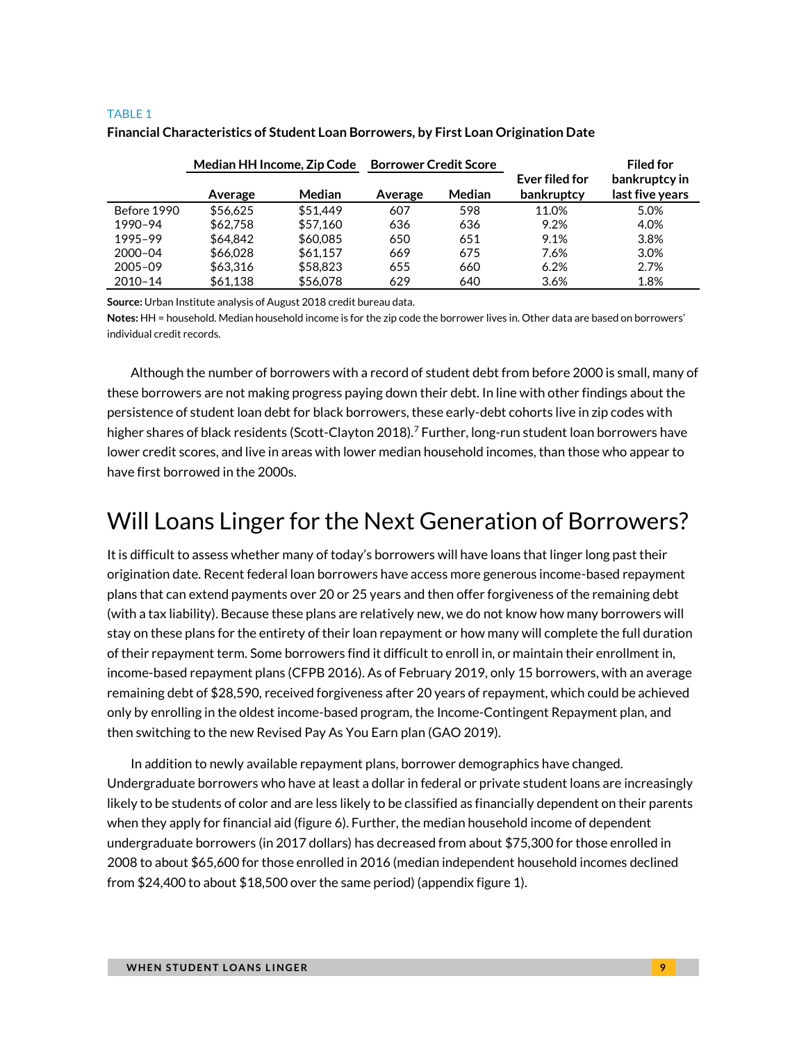TABLE 1

**Financial Characteristics of Student Loan Borrowers, by First Loan Origination Date**

| | Median HH Income, Zip Code | | Borrower Credit Score | | | |
|---|---|---|---|---|---|---|
| | Average | Median | Average | Median | Ever filed for bankruptcy | Filed for bankruptcy in last five years |
| Before 1990 | $56,625 | $51,449 | 607 | 598 | 11.0% | 5.0% |
| 1990–94 | $62,758 | $57,160 | 636 | 636 | 9.2% | 4.0% |
| 1995–99 | $64,842 | $60,085 | 650 | 651 | 9.1% | 3.8% |
| 2000–04 | $66,028 | $61,157 | 669 | 675 | 7.6% | 3.0% |
| 2005–09 | $63,316 | $58,823 | 655 | 660 | 6.2% | 2.7% |
| 2010–14 | $61,138 | $56,078 | 629 | 640 | 3.6% | 1.8% |

**Source:** Urban Institute analysis of August 2018 credit bureau data.
**Notes:** HH = household. Median household income is for the zip code the borrower lives in. Other data are based on borrowers' individual credit records.

Although the number of borrowers with a record of student debt from before 2000 is small, many of these borrowers are not making progress paying down their debt. In line with other findings about the persistence of student loan debt for black borrowers, these early-debt cohorts live in zip codes with higher shares of black residents (Scott-Clayton 2018).[7] Further, long-run student loan borrowers have lower credit scores, and live in areas with lower median household incomes, than those who appear to have first borrowed in the 2000s.

# Will Loans Linger for the Next Generation of Borrowers?

It is difficult to assess whether many of today's borrowers will have loans that linger long past their origination date. Recent federal loan borrowers have access more generous income-based repayment plans that can extend payments over 20 or 25 years and then offer forgiveness of the remaining debt (with a tax liability). Because these plans are relatively new, we do not know how many borrowers will stay on these plans for the entirety of their loan repayment or how many will complete the full duration of their repayment term. Some borrowers find it difficult to enroll in, or maintain their enrollment in, income-based repayment plans (CFPB 2016). As of February 2019, only 15 borrowers, with an average remaining debt of $28,590, received forgiveness after 20 years of repayment, which could be achieved only by enrolling in the oldest income-based program, the Income-Contingent Repayment plan, and then switching to the new Revised Pay As You Earn plan (GAO 2019).

In addition to newly available repayment plans, borrower demographics have changed. Undergraduate borrowers who have at least a dollar in federal or private student loans are increasingly likely to be students of color and are less likely to be classified as financially dependent on their parents when they apply for financial aid (figure 6). Further, the median household income of dependent undergraduate borrowers (in 2017 dollars) has decreased from about $75,300 for those enrolled in 2008 to about $65,600 for those enrolled in 2016 (median independent household incomes declined from $24,400 to about $18,500 over the same period) (appendix figure 1).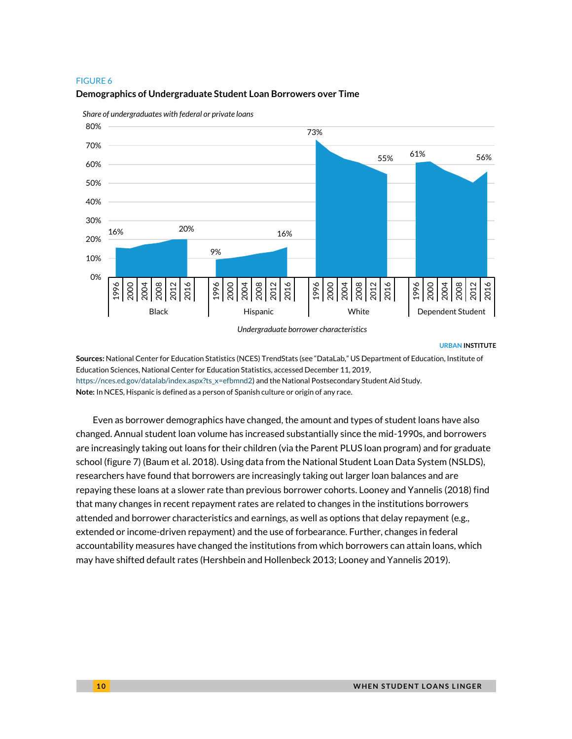FIGURE 6

**Demographics of Undergraduate Student Loan Borrowers over Time**

*Share of undergraduates with federal or private loans*

*Undergraduate borrower characteristics*

URBAN INSTITUTE

**Sources:** National Center for Education Statistics (NCES) TrendStats (see "DataLab," US Department of Education, Institute of Education Sciences, National Center for Education Statistics, accessed December 11, 2019, https://nces.ed.gov/datalab/index.aspx?ts_x=efbmnd2) and the National Postsecondary Student Aid Study.

**Note:** In NCES, Hispanic is defined as a person of Spanish culture or origin of any race.

Even as borrower demographics have changed, the amount and types of student loans have also changed. Annual student loan volume has increased substantially since the mid-1990s, and borrowers are increasingly taking out loans for their children (via the Parent PLUS loan program) and for graduate school (figure 7) (Baum et al. 2018). Using data from the National Student Loan Data System (NSLDS), researchers have found that borrowers are increasingly taking out larger loan balances and are repaying these loans at a slower rate than previous borrower cohorts. Looney and Yannelis (2018) find that many changes in recent repayment rates are related to changes in the institutions borrowers attended and borrower characteristics and earnings, as well as options that delay repayment (e.g., extended or income-driven repayment) and the use of forbearance. Further, changes in federal accountability measures have changed the institutions from which borrowers can attain loans, which may have shifted default rates (Hershbein and Hollenbeck 2013; Looney and Yannelis 2019).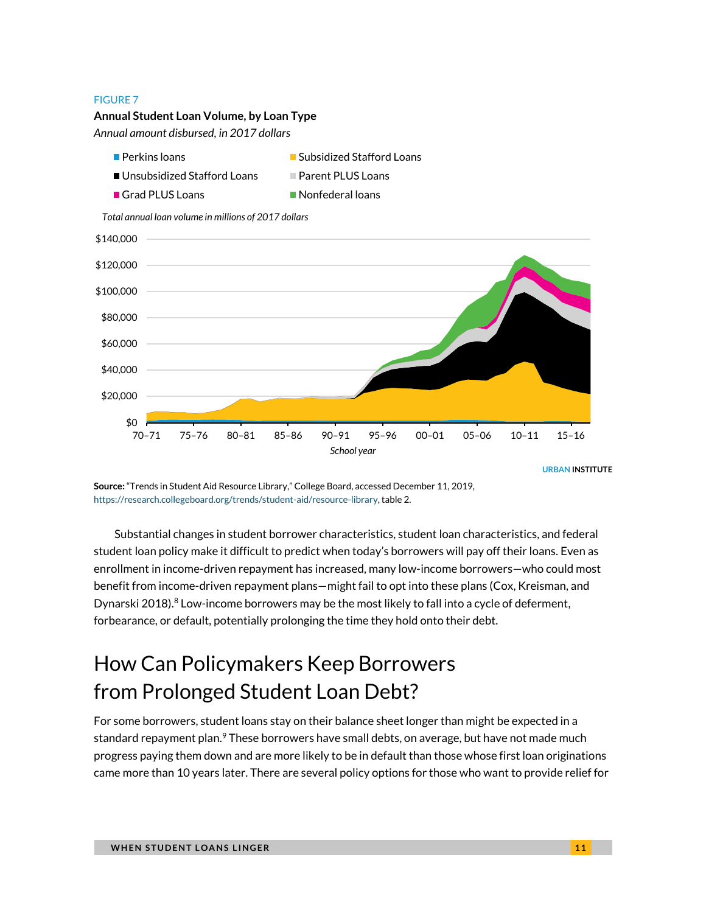FIGURE 7

**Annual Student Loan Volume, by Loan Type**

*Annual amount disbursed, in 2017 dollars*

**Source:** "Trends in Student Aid Resource Library," College Board, accessed December 11, 2019, https://research.collegeboard.org/trends/student-aid/resource-library, table 2.

Substantial changes in student borrower characteristics, student loan characteristics, and federal student loan policy make it difficult to predict when today's borrowers will pay off their loans. Even as enrollment in income-driven repayment has increased, many low-income borrowers—who could most benefit from income-driven repayment plans—might fail to opt into these plans (Cox, Kreisman, and Dynarski 2018).[8] Low-income borrowers may be the most likely to fall into a cycle of deferment, forbearance, or default, potentially prolonging the time they hold onto their debt.

# How Can Policymakers Keep Borrowers from Prolonged Student Loan Debt?

For some borrowers, student loans stay on their balance sheet longer than might be expected in a standard repayment plan.[9] These borrowers have small debts, on average, but have not made much progress paying them down and are more likely to be in default than those whose first loan originations came more than 10 years later. There are several policy options for those who want to provide relief for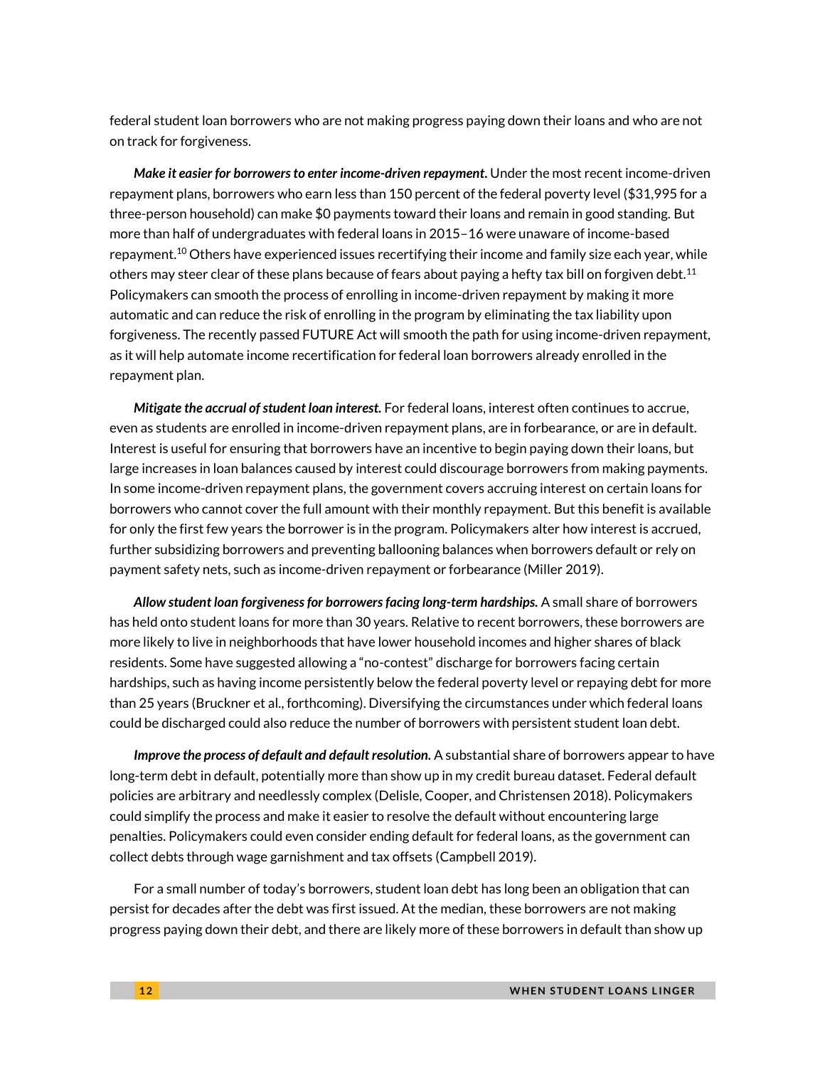federal student loan borrowers who are not making progress paying down their loans and who are not on track for forgiveness.

***Make it easier for borrowers to enter income-driven repayment.*** Under the most recent income-driven repayment plans, borrowers who earn less than 150 percent of the federal poverty level ($31,995 for a three-person household) can make $0 payments toward their loans and remain in good standing. But more than half of undergraduates with federal loans in 2015–16 were unaware of income-based repayment.[10] Others have experienced issues recertifying their income and family size each year, while others may steer clear of these plans because of fears about paying a hefty tax bill on forgiven debt.[11] Policymakers can smooth the process of enrolling in income-driven repayment by making it more automatic and can reduce the risk of enrolling in the program by eliminating the tax liability upon forgiveness. The recently passed FUTURE Act will smooth the path for using income-driven repayment, as it will help automate income recertification for federal loan borrowers already enrolled in the repayment plan.

***Mitigate the accrual of student loan interest.*** For federal loans, interest often continues to accrue, even as students are enrolled in income-driven repayment plans, are in forbearance, or are in default. Interest is useful for ensuring that borrowers have an incentive to begin paying down their loans, but large increases in loan balances caused by interest could discourage borrowers from making payments. In some income-driven repayment plans, the government covers accruing interest on certain loans for borrowers who cannot cover the full amount with their monthly repayment. But this benefit is available for only the first few years the borrower is in the program. Policymakers alter how interest is accrued, further subsidizing borrowers and preventing ballooning balances when borrowers default or rely on payment safety nets, such as income-driven repayment or forbearance (Miller 2019).

***Allow student loan forgiveness for borrowers facing long-term hardships.*** A small share of borrowers has held onto student loans for more than 30 years. Relative to recent borrowers, these borrowers are more likely to live in neighborhoods that have lower household incomes and higher shares of black residents. Some have suggested allowing a "no-contest" discharge for borrowers facing certain hardships, such as having income persistently below the federal poverty level or repaying debt for more than 25 years (Bruckner et al., forthcoming). Diversifying the circumstances under which federal loans could be discharged could also reduce the number of borrowers with persistent student loan debt.

***Improve the process of default and default resolution.*** A substantial share of borrowers appear to have long-term debt in default, potentially more than show up in my credit bureau dataset. Federal default policies are arbitrary and needlessly complex (Delisle, Cooper, and Christensen 2018). Policymakers could simplify the process and make it easier to resolve the default without encountering large penalties. Policymakers could even consider ending default for federal loans, as the government can collect debts through wage garnishment and tax offsets (Campbell 2019).

For a small number of today's borrowers, student loan debt has long been an obligation that can persist for decades after the debt was first issued. At the median, these borrowers are not making progress paying down their debt, and there are likely more of these borrowers in default than show up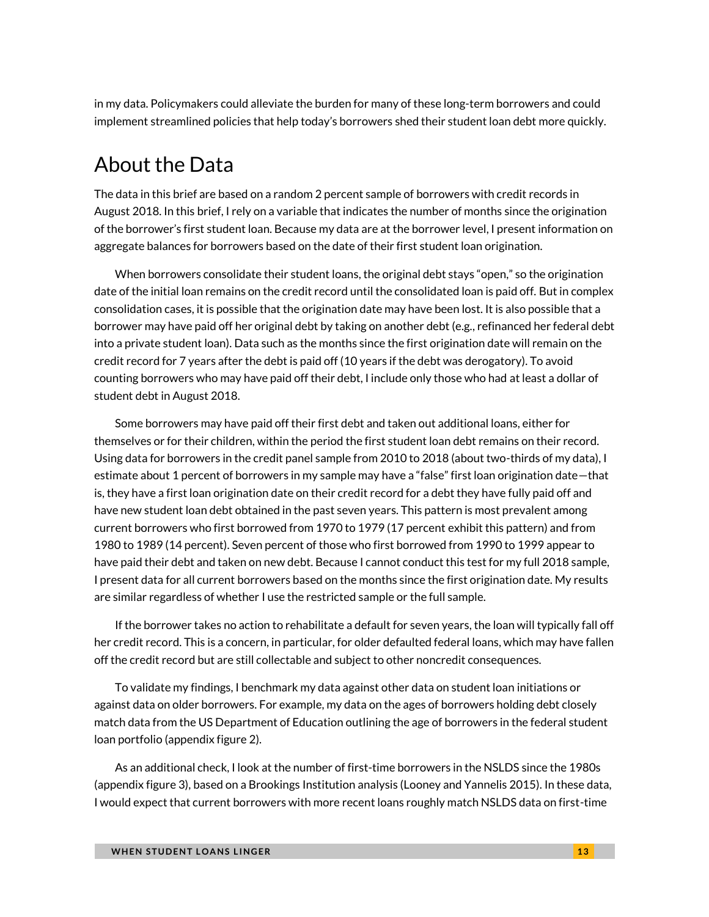in my data. Policymakers could alleviate the burden for many of these long-term borrowers and could implement streamlined policies that help today's borrowers shed their student loan debt more quickly.

## About the Data

The data in this brief are based on a random 2 percent sample of borrowers with credit records in August 2018. In this brief, I rely on a variable that indicates the number of months since the origination of the borrower's first student loan. Because my data are at the borrower level, I present information on aggregate balances for borrowers based on the date of their first student loan origination.

When borrowers consolidate their student loans, the original debt stays "open," so the origination date of the initial loan remains on the credit record until the consolidated loan is paid off. But in complex consolidation cases, it is possible that the origination date may have been lost. It is also possible that a borrower may have paid off her original debt by taking on another debt (e.g., refinanced her federal debt into a private student loan). Data such as the months since the first origination date will remain on the credit record for 7 years after the debt is paid off (10 years if the debt was derogatory). To avoid counting borrowers who may have paid off their debt, I include only those who had at least a dollar of student debt in August 2018.

Some borrowers may have paid off their first debt and taken out additional loans, either for themselves or for their children, within the period the first student loan debt remains on their record. Using data for borrowers in the credit panel sample from 2010 to 2018 (about two-thirds of my data), I estimate about 1 percent of borrowers in my sample may have a "false" first loan origination date—that is, they have a first loan origination date on their credit record for a debt they have fully paid off and have new student loan debt obtained in the past seven years. This pattern is most prevalent among current borrowers who first borrowed from 1970 to 1979 (17 percent exhibit this pattern) and from 1980 to 1989 (14 percent). Seven percent of those who first borrowed from 1990 to 1999 appear to have paid their debt and taken on new debt. Because I cannot conduct this test for my full 2018 sample, I present data for all current borrowers based on the months since the first origination date. My results are similar regardless of whether I use the restricted sample or the full sample.

If the borrower takes no action to rehabilitate a default for seven years, the loan will typically fall off her credit record. This is a concern, in particular, for older defaulted federal loans, which may have fallen off the credit record but are still collectable and subject to other noncredit consequences.

To validate my findings, I benchmark my data against other data on student loan initiations or against data on older borrowers. For example, my data on the ages of borrowers holding debt closely match data from the US Department of Education outlining the age of borrowers in the federal student loan portfolio (appendix figure 2).

As an additional check, I look at the number of first-time borrowers in the NSLDS since the 1980s (appendix figure 3), based on a Brookings Institution analysis (Looney and Yannelis 2015). In these data, I would expect that current borrowers with more recent loans roughly match NSLDS data on first-time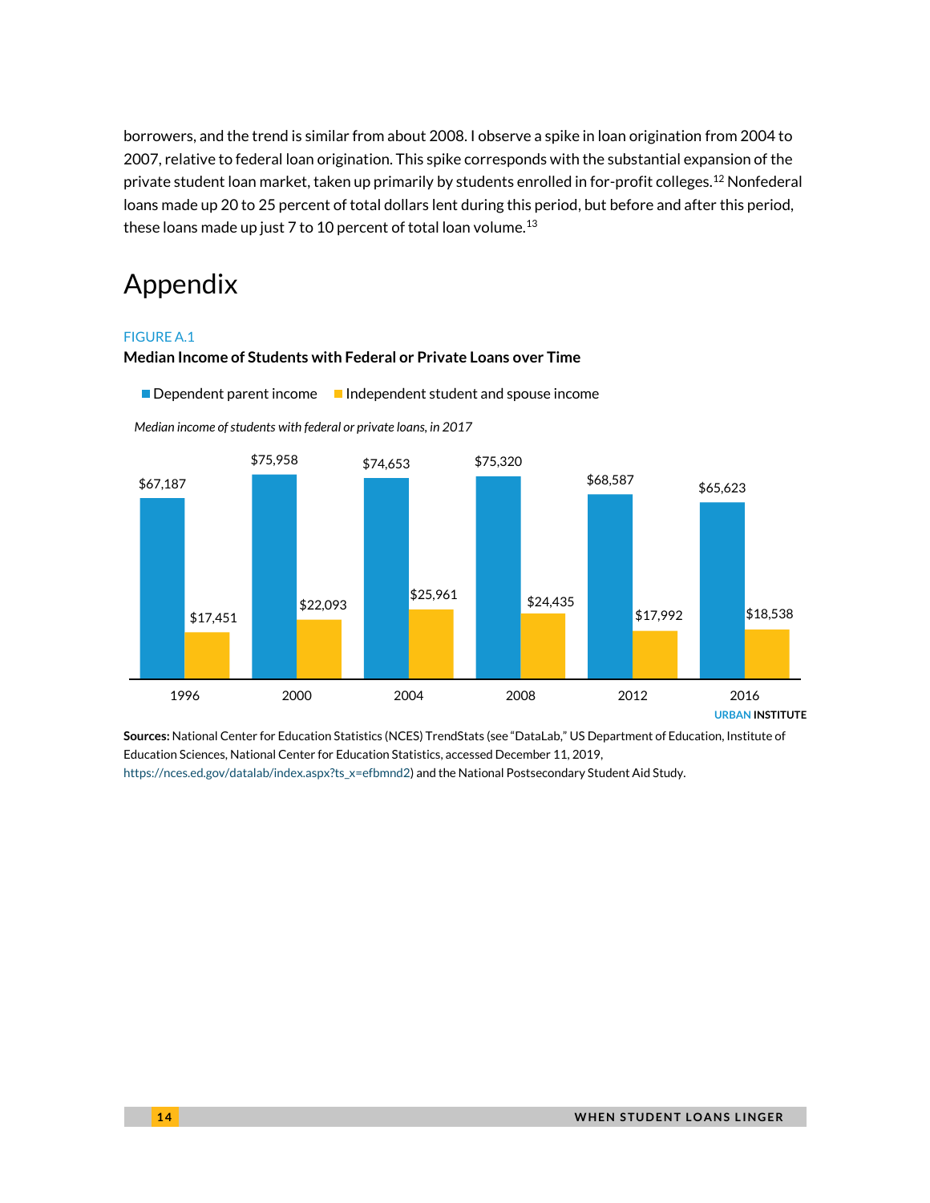borrowers, and the trend is similar from about 2008. I observe a spike in loan origination from 2004 to 2007, relative to federal loan origination. This spike corresponds with the substantial expansion of the private student loan market, taken up primarily by students enrolled in for-profit colleges.[12] Nonfederal loans made up 20 to 25 percent of total dollars lent during this period, but before and after this period, these loans made up just 7 to 10 percent of total loan volume.[13]

# Appendix

FIGURE A.1

**Median Income of Students with Federal or Private Loans over Time**

*Median income of students with federal or private loans, in 2017*

| Year | Dependent parent income | Independent student and spouse income |
|---|---|---|
| 1996 | $67,187 | $17,451 |
| 2000 | $75,958 | $22,093 |
| 2004 | $74,653 | $25,961 |
| 2008 | $75,320 | $24,435 |
| 2012 | $68,587 | $17,992 |
| 2016 | $65,623 | $18,538 |

URBAN INSTITUTE

**Sources:** National Center for Education Statistics (NCES) TrendStats (see "DataLab," US Department of Education, Institute of Education Sciences, National Center for Education Statistics, accessed December 11, 2019, https://nces.ed.gov/datalab/index.aspx?ts_x=efbmnd2) and the National Postsecondary Student Aid Study.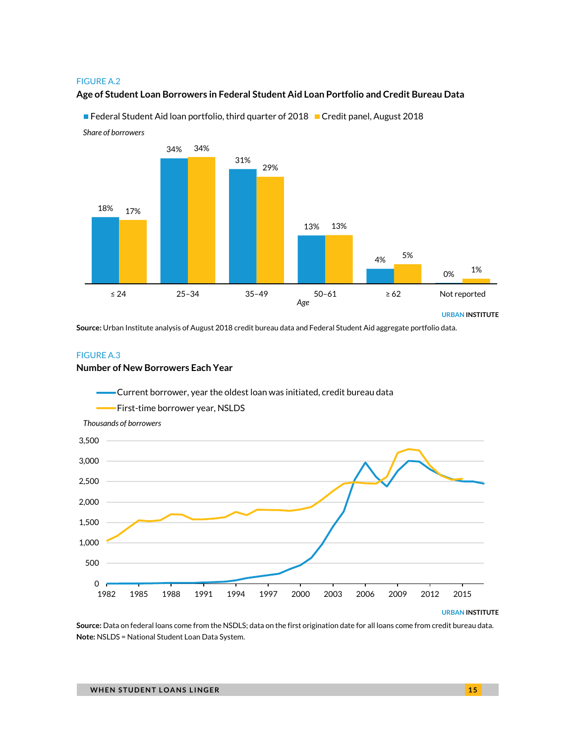FIGURE A.2

**Age of Student Loan Borrowers in Federal Student Aid Loan Portfolio and Credit Bureau Data**

*Share of borrowers*

| Age | Federal Student Aid loan portfolio, third quarter of 2018 | Credit panel, August 2018 |
| --- | --- | --- |
| ≤ 24 | 18% | 17% |
| 25–34 | 34% | 34% |
| 35–49 | 31% | 29% |
| 50–61 | 13% | 13% |
| ≥ 62 | 4% | 5% |
| Not reported | 0% | 1% |

URBAN INSTITUTE

**Source:** Urban Institute analysis of August 2018 credit bureau data and Federal Student Aid aggregate portfolio data.

FIGURE A.3

**Number of New Borrowers Each Year**

Current borrower, year the oldest loan was initiated, credit bureau data

First-time borrower year, NSLDS

*Thousands of borrowers*

URBAN INSTITUTE

**Source:** Data on federal loans come from the NSDLS; data on the first origination date for all loans come from credit bureau data.
**Note:** NSLDS = National Student Loan Data System.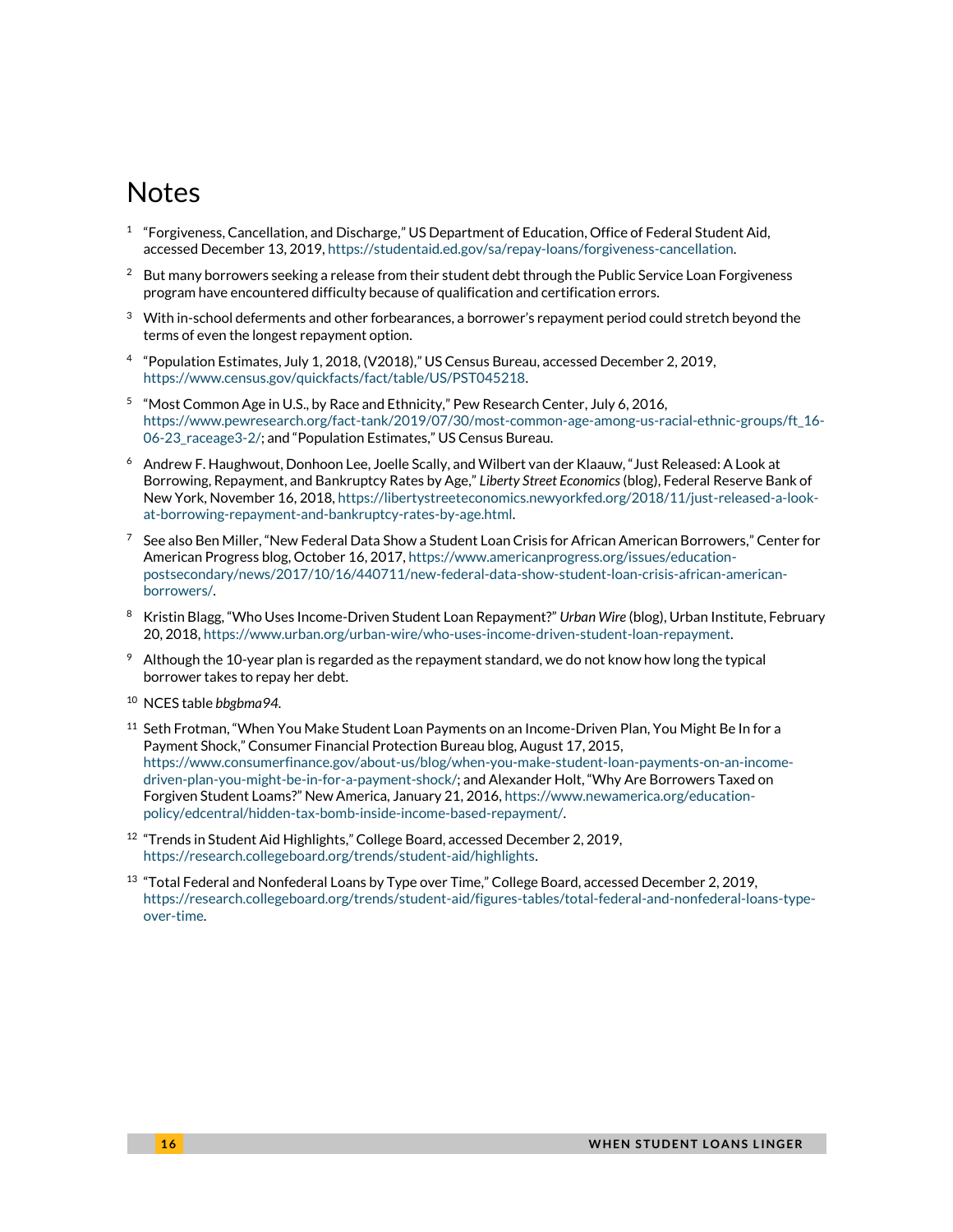# Notes

1. "Forgiveness, Cancellation, and Discharge," US Department of Education, Office of Federal Student Aid, accessed December 13, 2019, https://studentaid.ed.gov/sa/repay-loans/forgiveness-cancellation.
2. But many borrowers seeking a release from their student debt through the Public Service Loan Forgiveness program have encountered difficulty because of qualification and certification errors.
3. With in-school deferments and other forbearances, a borrower's repayment period could stretch beyond the terms of even the longest repayment option.
4. "Population Estimates, July 1, 2018, (V2018)," US Census Bureau, accessed December 2, 2019, https://www.census.gov/quickfacts/fact/table/US/PST045218.
5. "Most Common Age in U.S., by Race and Ethnicity," Pew Research Center, July 6, 2016, https://www.pewresearch.org/fact-tank/2019/07/30/most-common-age-among-us-racial-ethnic-groups/ft_16-06-23_raceage3-2/; and "Population Estimates," US Census Bureau.
6. Andrew F. Haughwout, Donhoon Lee, Joelle Scally, and Wilbert van der Klaauw, "Just Released: A Look at Borrowing, Repayment, and Bankruptcy Rates by Age," *Liberty Street Economics* (blog), Federal Reserve Bank of New York, November 16, 2018, https://libertystreeteconomics.newyorkfed.org/2018/11/just-released-a-look-at-borrowing-repayment-and-bankruptcy-rates-by-age.html.
7. See also Ben Miller, "New Federal Data Show a Student Loan Crisis for African American Borrowers," Center for American Progress blog, October 16, 2017, https://www.americanprogress.org/issues/education-postsecondary/news/2017/10/16/440711/new-federal-data-show-student-loan-crisis-african-american-borrowers/.
8. Kristin Blagg, "Who Uses Income-Driven Student Loan Repayment?" *Urban Wire* (blog), Urban Institute, February 20, 2018, https://www.urban.org/urban-wire/who-uses-income-driven-student-loan-repayment.
9. Although the 10-year plan is regarded as the repayment standard, we do not know how long the typical borrower takes to repay her debt.
10. NCES table *bbgbma94*.
11. Seth Frotman, "When You Make Student Loan Payments on an Income-Driven Plan, You Might Be In for a Payment Shock," Consumer Financial Protection Bureau blog, August 17, 2015, https://www.consumerfinance.gov/about-us/blog/when-you-make-student-loan-payments-on-an-income-driven-plan-you-might-be-in-for-a-payment-shock/; and Alexander Holt, "Why Are Borrowers Taxed on Forgiven Student Loans?" New America, January 21, 2016, https://www.newamerica.org/education-policy/edcentral/hidden-tax-bomb-inside-income-based-repayment/.
12. "Trends in Student Aid Highlights," College Board, accessed December 2, 2019, https://research.collegeboard.org/trends/student-aid/highlights.
13. "Total Federal and Nonfederal Loans by Type over Time," College Board, accessed December 2, 2019, https://research.collegeboard.org/trends/student-aid/figures-tables/total-federal-and-nonfederal-loans-type-over-time.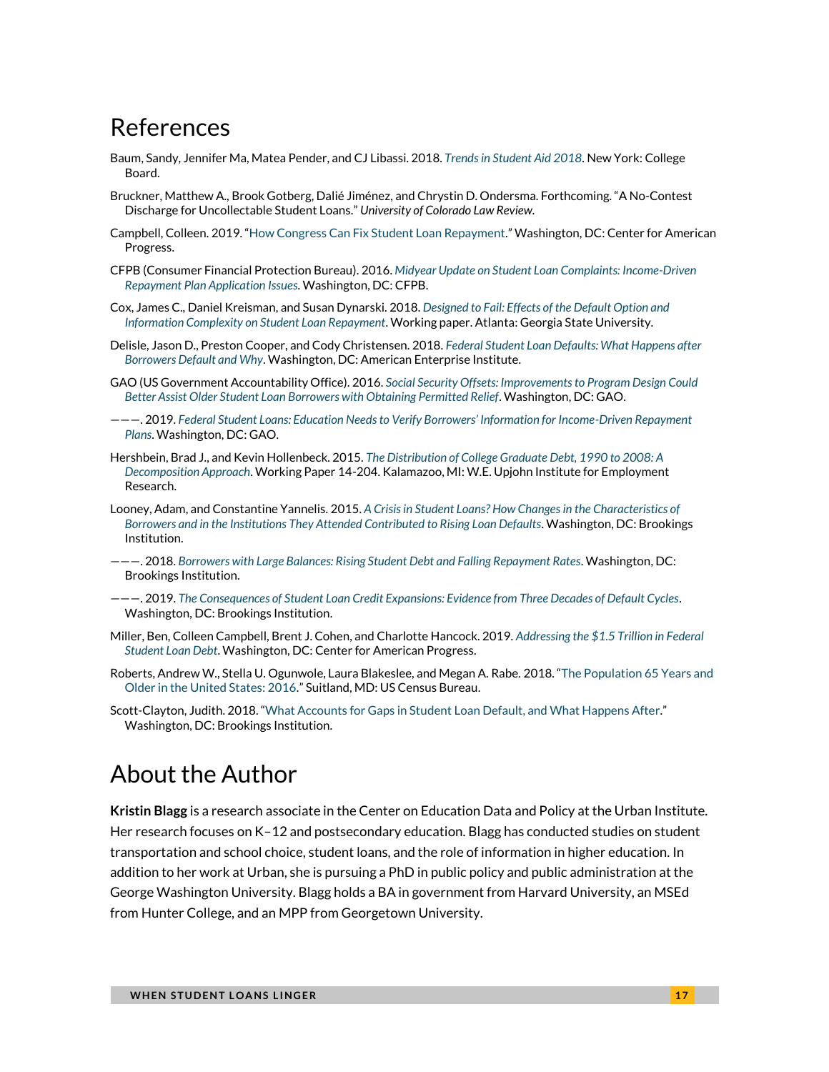## References

Baum, Sandy, Jennifer Ma, Matea Pender, and CJ Libassi. 2018. *Trends in Student Aid 2018*. New York: College Board.

Bruckner, Matthew A., Brook Gotberg, Dalié Jiménez, and Chrystin D. Ondersma. Forthcoming. "A No-Contest Discharge for Uncollectable Student Loans." *University of Colorado Law Review*.

Campbell, Colleen. 2019. "How Congress Can Fix Student Loan Repayment." Washington, DC: Center for American Progress.

CFPB (Consumer Financial Protection Bureau). 2016. *Midyear Update on Student Loan Complaints: Income-Driven Repayment Plan Application Issues*. Washington, DC: CFPB.

Cox, James C., Daniel Kreisman, and Susan Dynarski. 2018. *Designed to Fail: Effects of the Default Option and Information Complexity on Student Loan Repayment*. Working paper. Atlanta: Georgia State University.

Delisle, Jason D., Preston Cooper, and Cody Christensen. 2018. *Federal Student Loan Defaults: What Happens after Borrowers Default and Why*. Washington, DC: American Enterprise Institute.

GAO (US Government Accountability Office). 2016. *Social Security Offsets: Improvements to Program Design Could Better Assist Older Student Loan Borrowers with Obtaining Permitted Relief*. Washington, DC: GAO.

———. 2019. *Federal Student Loans: Education Needs to Verify Borrowers' Information for Income-Driven Repayment Plans*. Washington, DC: GAO.

Hershbein, Brad J., and Kevin Hollenbeck. 2015. *The Distribution of College Graduate Debt, 1990 to 2008: A Decomposition Approach*. Working Paper 14-204. Kalamazoo, MI: W.E. Upjohn Institute for Employment Research.

Looney, Adam, and Constantine Yannelis. 2015. *A Crisis in Student Loans? How Changes in the Characteristics of Borrowers and in the Institutions They Attended Contributed to Rising Loan Defaults*. Washington, DC: Brookings Institution.

———. 2018. *Borrowers with Large Balances: Rising Student Debt and Falling Repayment Rates*. Washington, DC: Brookings Institution.

———. 2019. *The Consequences of Student Loan Credit Expansions: Evidence from Three Decades of Default Cycles*. Washington, DC: Brookings Institution.

Miller, Ben, Colleen Campbell, Brent J. Cohen, and Charlotte Hancock. 2019. *Addressing the $1.5 Trillion in Federal Student Loan Debt*. Washington, DC: Center for American Progress.

Roberts, Andrew W., Stella U. Ogunwole, Laura Blakeslee, and Megan A. Rabe. 2018. "The Population 65 Years and Older in the United States: 2016." Suitland, MD: US Census Bureau.

Scott-Clayton, Judith. 2018. "What Accounts for Gaps in Student Loan Default, and What Happens After." Washington, DC: Brookings Institution.

## About the Author

**Kristin Blagg** is a research associate in the Center on Education Data and Policy at the Urban Institute. Her research focuses on K–12 and postsecondary education. Blagg has conducted studies on student transportation and school choice, student loans, and the role of information in higher education. In addition to her work at Urban, she is pursuing a PhD in public policy and public administration at the George Washington University. Blagg holds a BA in government from Harvard University, an MSEd from Hunter College, and an MPP from Georgetown University.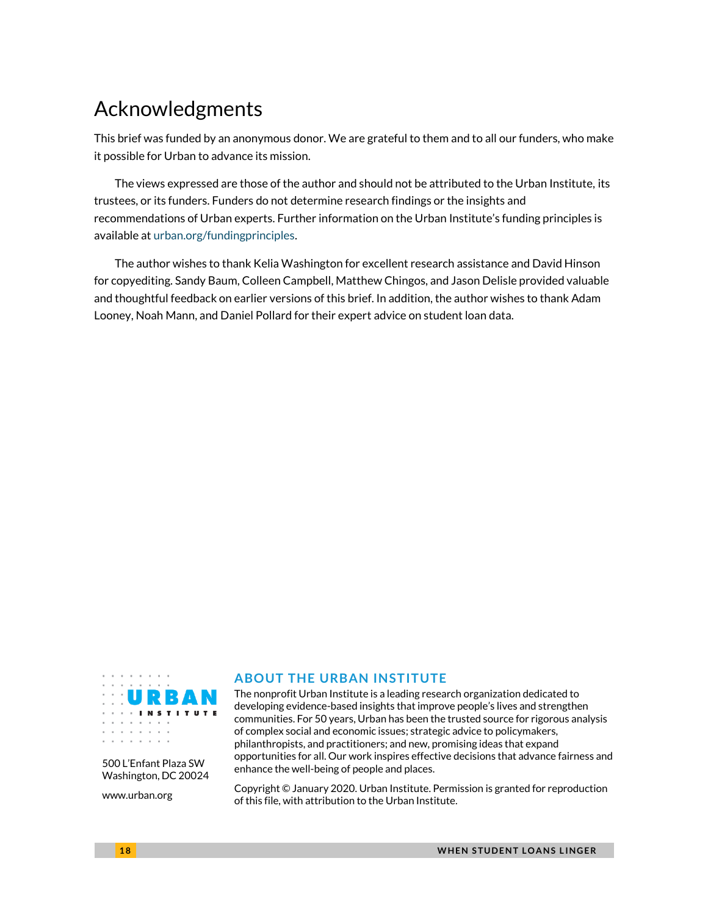# Acknowledgments

This brief was funded by an anonymous donor. We are grateful to them and to all our funders, who make it possible for Urban to advance its mission.

The views expressed are those of the author and should not be attributed to the Urban Institute, its trustees, or its funders. Funders do not determine research findings or the insights and recommendations of Urban experts. Further information on the Urban Institute's funding principles is available at urban.org/fundingprinciples.

The author wishes to thank Kelia Washington for excellent research assistance and David Hinson for copyediting. Sandy Baum, Colleen Campbell, Matthew Chingos, and Jason Delisle provided valuable and thoughtful feedback on earlier versions of this brief. In addition, the author wishes to thank Adam Looney, Noah Mann, and Daniel Pollard for their expert advice on student loan data.

URBAN INSTITUTE

500 L'Enfant Plaza SW
Washington, DC 20024

www.urban.org

## ABOUT THE URBAN INSTITUTE

The nonprofit Urban Institute is a leading research organization dedicated to developing evidence-based insights that improve people's lives and strengthen communities. For 50 years, Urban has been the trusted source for rigorous analysis of complex social and economic issues; strategic advice to policymakers, philanthropists, and practitioners; and new, promising ideas that expand opportunities for all. Our work inspires effective decisions that advance fairness and enhance the well-being of people and places.

Copyright © January 2020. Urban Institute. Permission is granted for reproduction of this file, with attribution to the Urban Institute.